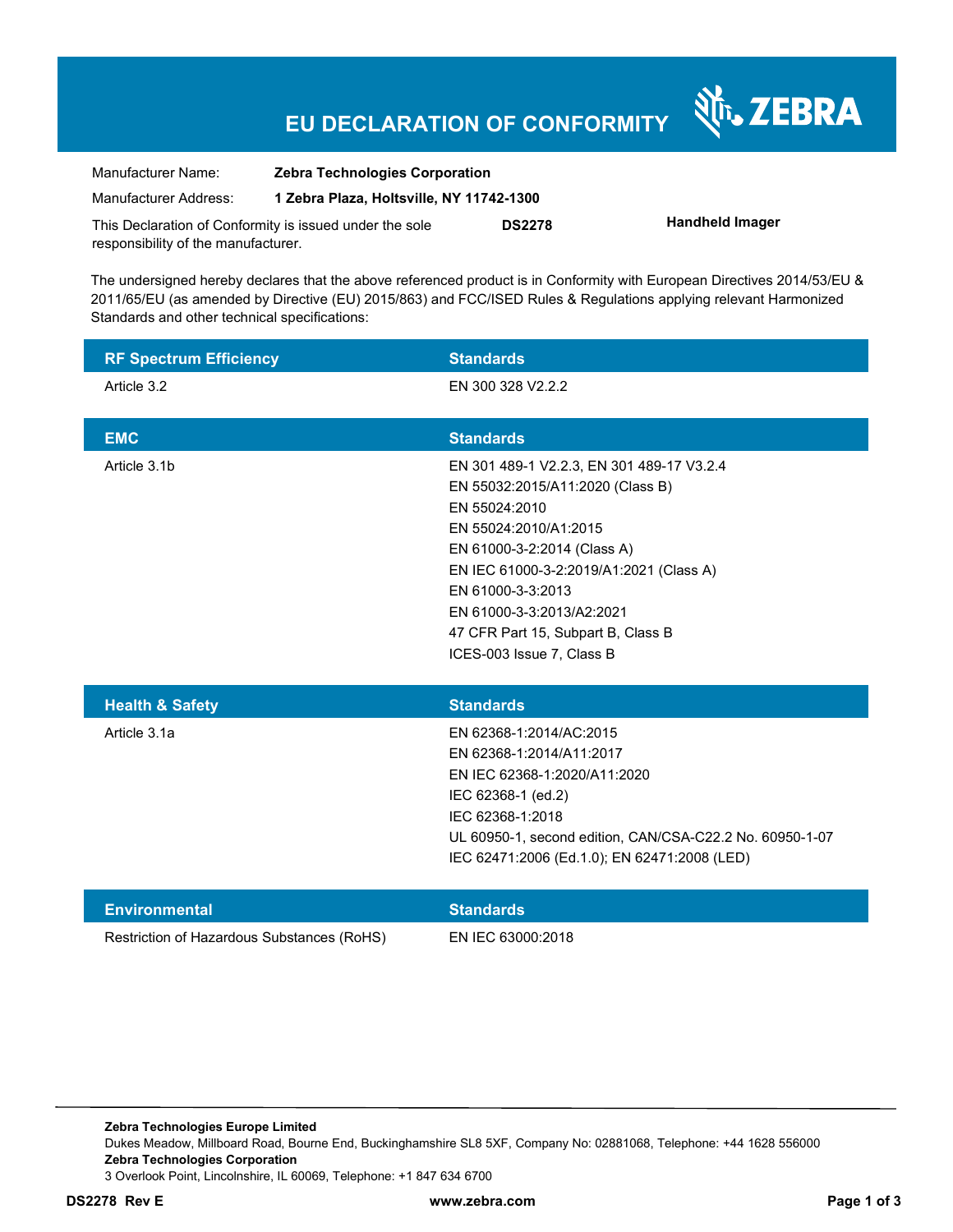# EU DECLARATION OF CONFORMITY

ZEBRA

| | |
|---|---|
| Manufacturer Name: | **Zebra Technologies Corporation** |
| Manufacturer Address: | **1 Zebra Plaza, Holtsville, NY 11742-1300** |

This Declaration of Conformity is issued under the sole responsibility of the manufacturer. **DS2278** **Handheld Imager**

The undersigned hereby declares that the above referenced product is in Conformity with European Directives 2014/53/EU & 2011/65/EU (as amended by Directive (EU) 2015/863) and FCC/ISED Rules & Regulations applying relevant Harmonized Standards and other technical specifications:

| RF Spectrum Efficiency | Standards |
|---|---|
| Article 3.2 | EN 300 328 V2.2.2 |

| EMC | Standards |
|---|---|
| Article 3.1b | EN 301 489-1 V2.2.3, EN 301 489-17 V3.2.4<br>EN 55032:2015/A11:2020 (Class B)<br>EN 55024:2010<br>EN 55024:2010/A1:2015<br>EN 61000-3-2:2014 (Class A)<br>EN IEC 61000-3-2:2019/A1:2021 (Class A)<br>EN 61000-3-3:2013<br>EN 61000-3-3:2013/A2:2021<br>47 CFR Part 15, Subpart B, Class B<br>ICES-003 Issue 7, Class B |

| Health & Safety | Standards |
|---|---|
| Article 3.1a | EN 62368-1:2014/AC:2015<br>EN 62368-1:2014/A11:2017<br>EN IEC 62368-1:2020/A11:2020<br>IEC 62368-1 (ed.2)<br>IEC 62368-1:2018<br>UL 60950-1, second edition, CAN/CSA-C22.2 No. 60950-1-07<br>IEC 62471:2006 (Ed.1.0); EN 62471:2008 (LED) |

| Environmental | Standards |
|---|---|
| Restriction of Hazardous Substances (RoHS) | EN IEC 63000:2018 |

**Zebra Technologies Europe Limited**
Dukes Meadow, Millboard Road, Bourne End, Buckinghamshire SL8 5XF, Company No: 02881068, Telephone: +44 1628 556000
**Zebra Technologies Corporation**
3 Overlook Point, Lincolnshire, IL 60069, Telephone: +1 847 634 6700

**DS2278 Rev E** **www.zebra.com**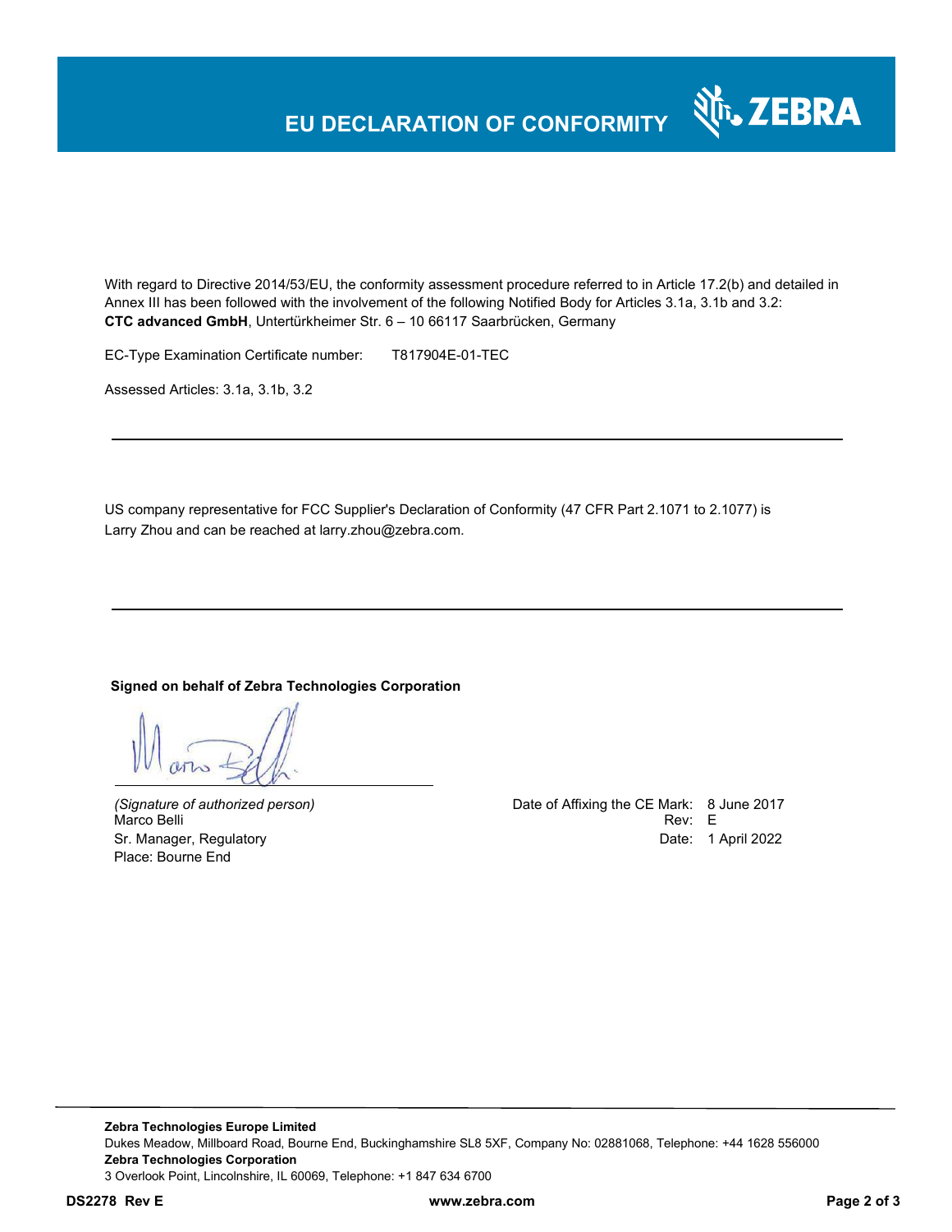# EU DECLARATION OF CONFORMITY

With regard to Directive 2014/53/EU, the conformity assessment procedure referred to in Article 17.2(b) and detailed in Annex III has been followed with the involvement of the following Notified Body for Articles 3.1a, 3.1b and 3.2:
**CTC advanced GmbH**, Untertürkheimer Str. 6 – 10 66117 Saarbrücken, Germany

EC-Type Examination Certificate number: T817904E-01-TEC

Assessed Articles: 3.1a, 3.1b, 3.2

---

US company representative for FCC Supplier's Declaration of Conformity (47 CFR Part 2.1071 to 2.1077) is Larry Zhou and can be reached at larry.zhou@zebra.com.

---

**Signed on behalf of Zebra Technologies Corporation**

*(Signature of authorized person)*
Marco Belli
Sr. Manager, Regulatory
Place: Bourne End

Date of Affixing the CE Mark: 8 June 2017
Rev: E
Date: 1 April 2022

**Zebra Technologies Europe Limited**
Dukes Meadow, Millboard Road, Bourne End, Buckinghamshire SL8 5XF, Company No: 02881068, Telephone: +44 1628 556000
**Zebra Technologies Corporation**
3 Overlook Point, Lincolnshire, IL 60069, Telephone: +1 847 634 6700

**DS2278 Rev E** **www.zebra.com**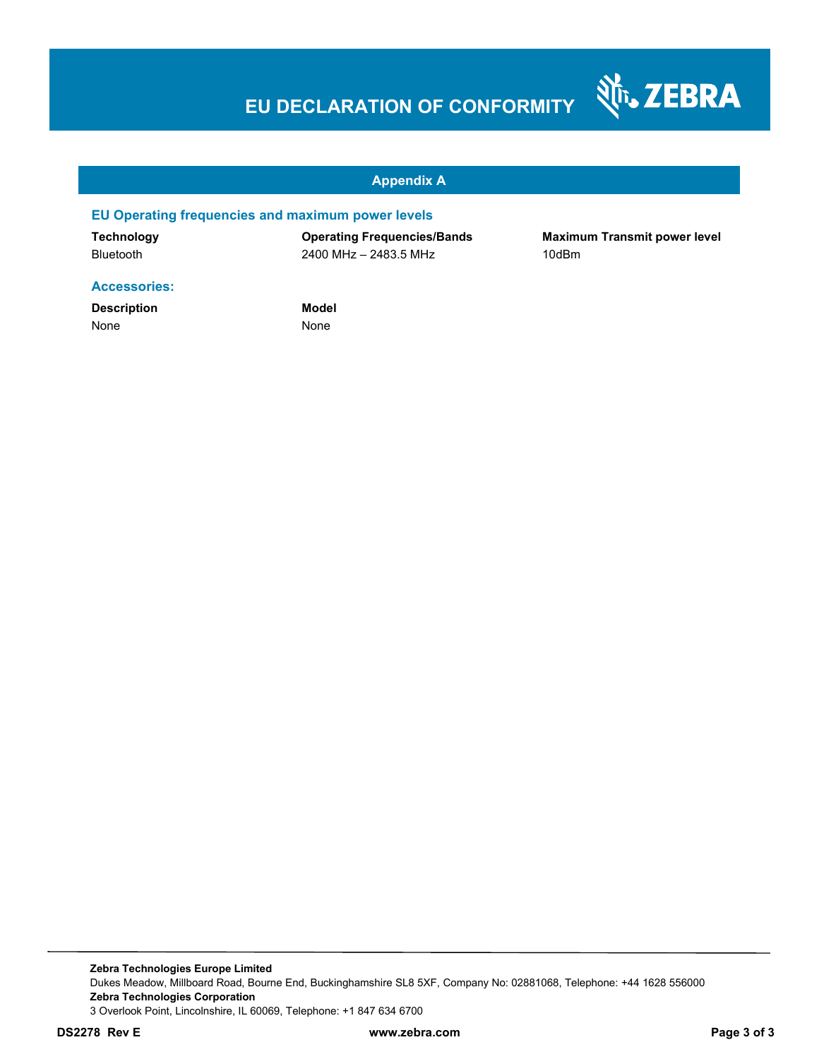# EU DECLARATION OF CONFORMITY

## Appendix A

### EU Operating frequencies and maximum power levels

| Technology | Operating Frequencies/Bands | Maximum Transmit power level |
|---|---|---|
| Bluetooth | 2400 MHz – 2483.5 MHz | 10dBm |

### Accessories:

| Description | Model |
|---|---|
| None | None |

**Zebra Technologies Europe Limited**
Dukes Meadow, Millboard Road, Bourne End, Buckinghamshire SL8 5XF, Company No: 02881068, Telephone: +44 1628 556000
**Zebra Technologies Corporation**
3 Overlook Point, Lincolnshire, IL 60069, Telephone: +1 847 634 6700

**DS2278 Rev E** www.zebra.com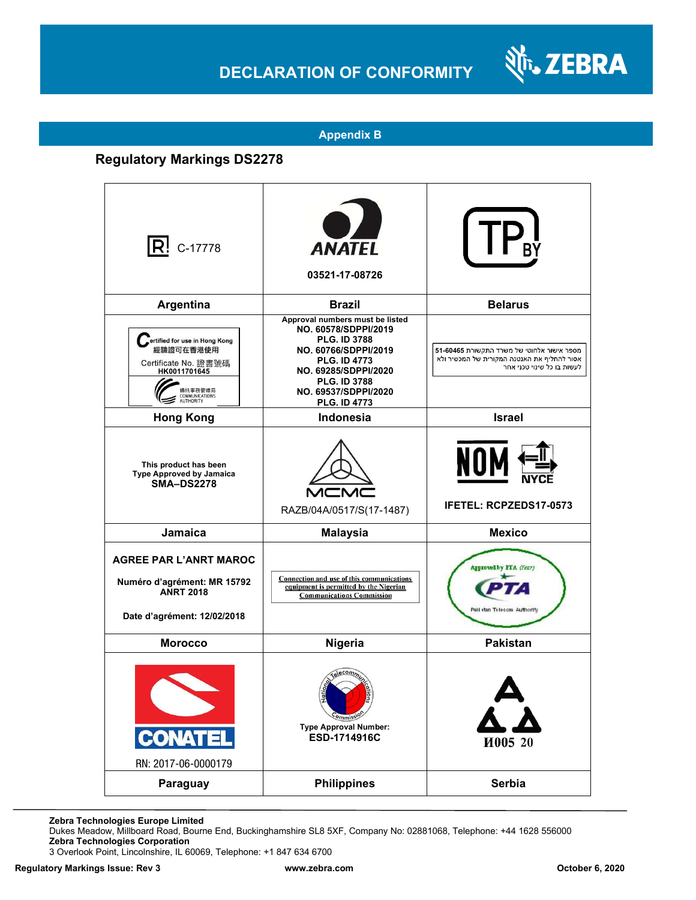# DECLARATION OF CONFORMITY

## Appendix B

### Regulatory Markings DS2278

| | | |
|---|---|---|
| C-17778 | ANATEL 03521-17-08726 | TP BY |
| **Argentina** | **Brazil** | **Belarus** |
| Certified for use in Hong Kong 經驗證可在香港使用 Certificate No. 證書號碼 HK0011701645 通訊事務管理局 COMMUNICATIONS AUTHORITY | Approval numbers must be listed NO. 60578/SDPPI/2019 PLG. ID 3788 NO. 60766/SDPPI/2019 PLG. ID 4773 NO. 69285/SDPPI/2020 PLG. ID 3788 NO. 69537/SDPPI/2020 PLG. ID 4773 | מספר אישור אלחוטי של משרד התקשורת 51-60465 אסור להחליף את האנטנה המקורית של המכשיר ולא לעשות בו כל שינוי טכני אחר |
| **Hong Kong** | **Indonesia** | **Israel** |
| This product has been Type Approved by Jamaica **SMA–DS2278** | MCMC RAZB/04A/0517/S(17-1487) | NOM NYCE IFETEL: RCPZEDS17-0573 |
| **Jamaica** | **Malaysia** | **Mexico** |
| AGREE PAR L'ANRT MAROC<br>Numéro d'agrément: MR 15792 ANRT 2018<br>Date d'agrément: 12/02/2018 | Connection and use of this communications equipment is permitted by the Nigerian Communications Commission | Approved by PTA (Year) PTA Pakistan Telecom Authority |
| **Morocco** | **Nigeria** | **Pakistan** |
| CONATEL RN: 2017-06-0000179 | National Telecommunications Commission Type Approval Number: ESD-1714916C | И005 20 |
| **Paraguay** | **Philippines** | **Serbia** |

**Zebra Technologies Europe Limited**
Dukes Meadow, Millboard Road, Bourne End, Buckinghamshire SL8 5XF, Company No: 02881068, Telephone: +44 1628 556000
**Zebra Technologies Corporation**
3 Overlook Point, Lincolnshire, IL 60069, Telephone: +1 847 634 6700

**Regulatory Markings Issue: Rev 3** **www.zebra.com** **October 6, 2020**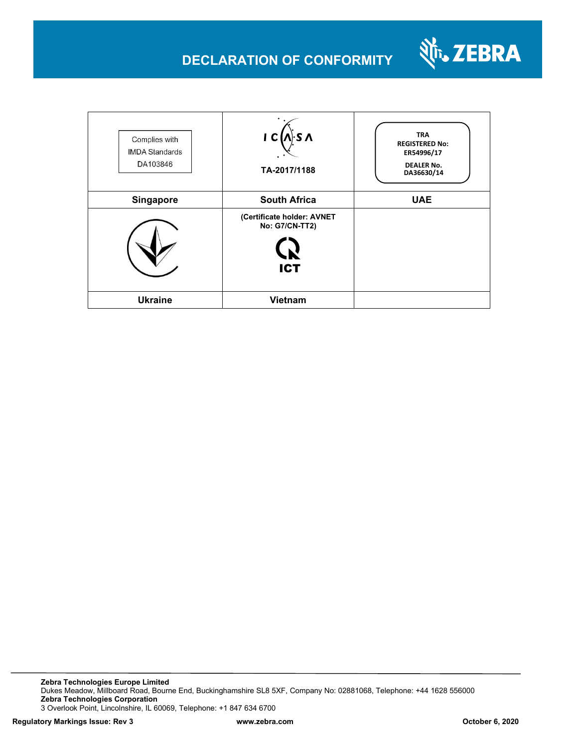# DECLARATION OF CONFORMITY

| | | |
|---|---|---|
| Complies with IMDA Standards DA103846 | TA-2017/1188 | TRA REGISTERED No: ER54996/17 DEALER No. DA36630/14 |
| **Singapore** | **South Africa** | **UAE** |
| | **(Certificate holder: AVNET No: G7/CN-TT2)** ICT | |
| **Ukraine** | **Vietnam** | |

**Zebra Technologies Europe Limited**
Dukes Meadow, Millboard Road, Bourne End, Buckinghamshire SL8 5XF, Company No: 02881068, Telephone: +44 1628 556000
**Zebra Technologies Corporation**
3 Overlook Point, Lincolnshire, IL 60069, Telephone: +1 847 634 6700

**Regulatory Markings Issue: Rev 3** **www.zebra.com** **October 6, 2020**